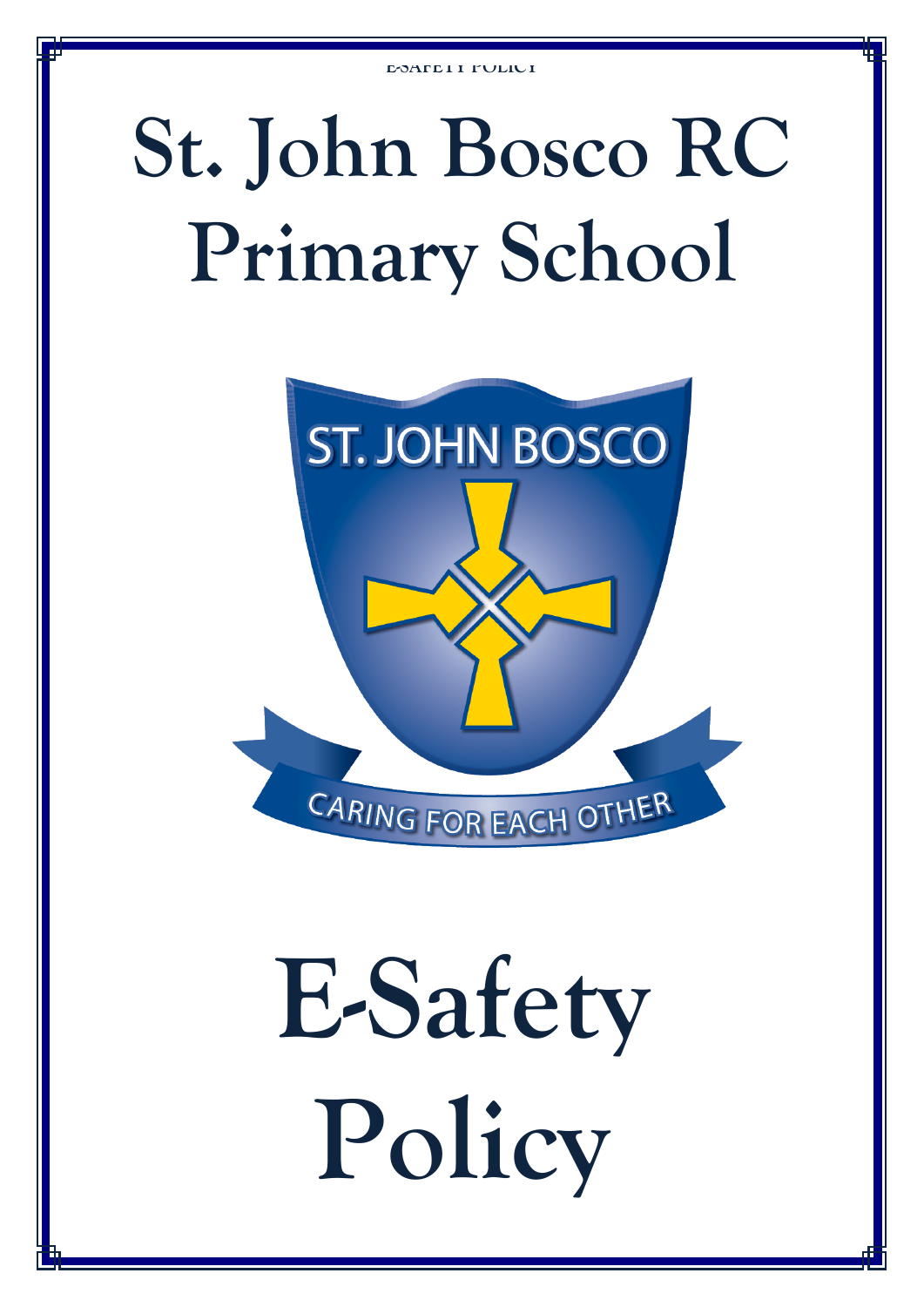# St. John Bosco RC Primary School

ST. JOHN BOSCO

CARING FOR EACH OTHER

# E-Safety Policy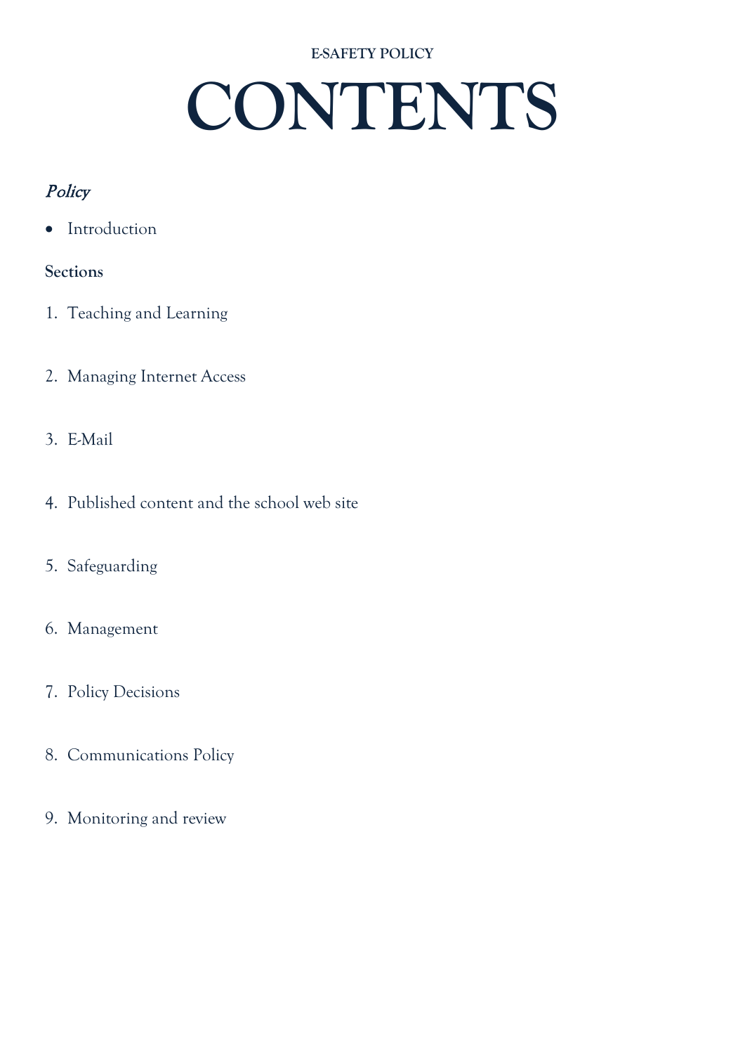E-SAFETY POLICY

# CONTENTS

*Policy*

- Introduction

**Sections**

1. Teaching and Learning
2. Managing Internet Access
3. E-Mail
4. Published content and the school web site
5. Safeguarding
6. Management
7. Policy Decisions
8. Communications Policy
9. Monitoring and review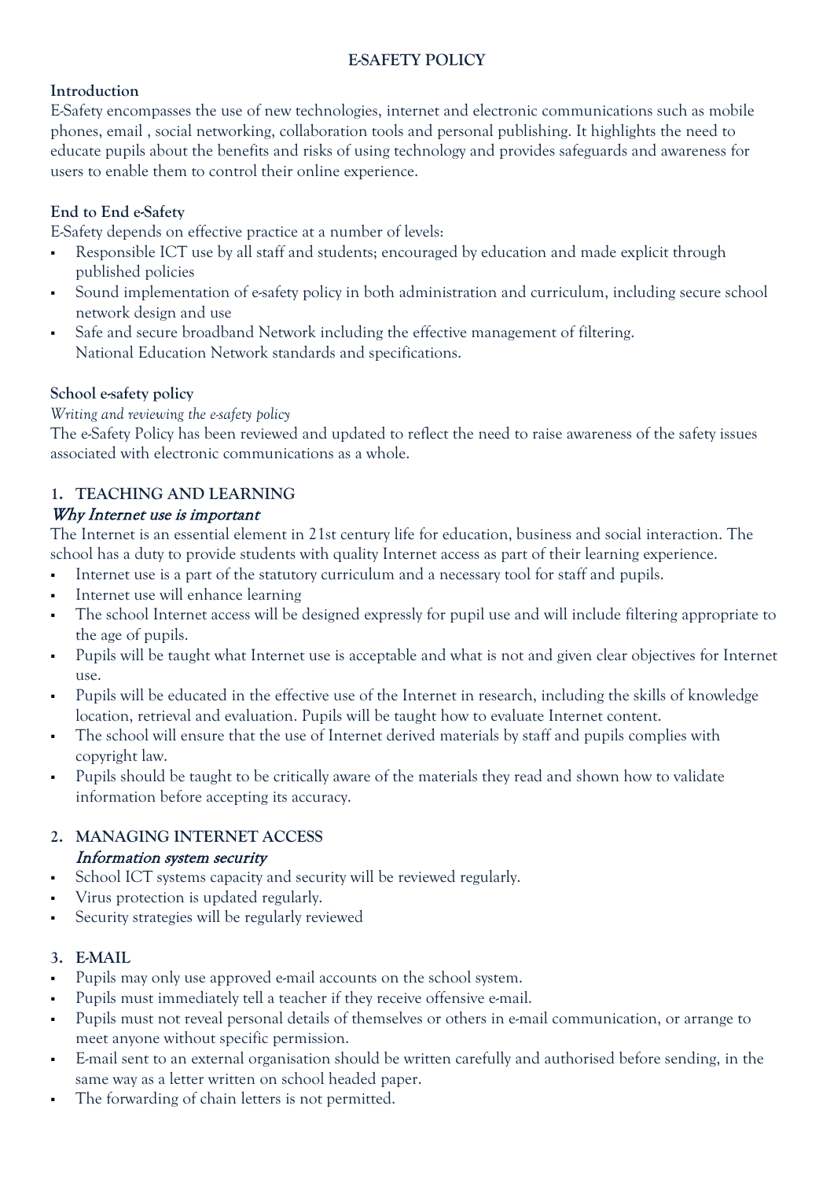# E-SAFETY POLICY

**Introduction**

E-Safety encompasses the use of new technologies, internet and electronic communications such as mobile phones, email , social networking, collaboration tools and personal publishing. It highlights the need to educate pupils about the benefits and risks of using technology and provides safeguards and awareness for users to enable them to control their online experience.

**End to End e-Safety**

E-Safety depends on effective practice at a number of levels:

- Responsible ICT use by all staff and students; encouraged by education and made explicit through published policies
- Sound implementation of e-safety policy in both administration and curriculum, including secure school network design and use
- Safe and secure broadband Network including the effective management of filtering. National Education Network standards and specifications.

**School e-safety policy**

*Writing and reviewing the e-safety policy*

The e-Safety Policy has been reviewed and updated to reflect the need to raise awareness of the safety issues associated with electronic communications as a whole.

## 1. TEACHING AND LEARNING

*Why Internet use is important*

The Internet is an essential element in 21st century life for education, business and social interaction. The school has a duty to provide students with quality Internet access as part of their learning experience.

- Internet use is a part of the statutory curriculum and a necessary tool for staff and pupils.
- Internet use will enhance learning
- The school Internet access will be designed expressly for pupil use and will include filtering appropriate to the age of pupils.
- Pupils will be taught what Internet use is acceptable and what is not and given clear objectives for Internet use.
- Pupils will be educated in the effective use of the Internet in research, including the skills of knowledge location, retrieval and evaluation. Pupils will be taught how to evaluate Internet content.
- The school will ensure that the use of Internet derived materials by staff and pupils complies with copyright law.
- Pupils should be taught to be critically aware of the materials they read and shown how to validate information before accepting its accuracy.

## 2. MANAGING INTERNET ACCESS

*Information system security*

- School ICT systems capacity and security will be reviewed regularly.
- Virus protection is updated regularly.
- Security strategies will be regularly reviewed

## 3. E-MAIL

- Pupils may only use approved e-mail accounts on the school system.
- Pupils must immediately tell a teacher if they receive offensive e-mail.
- Pupils must not reveal personal details of themselves or others in e-mail communication, or arrange to meet anyone without specific permission.
- E-mail sent to an external organisation should be written carefully and authorised before sending, in the same way as a letter written on school headed paper.
- The forwarding of chain letters is not permitted.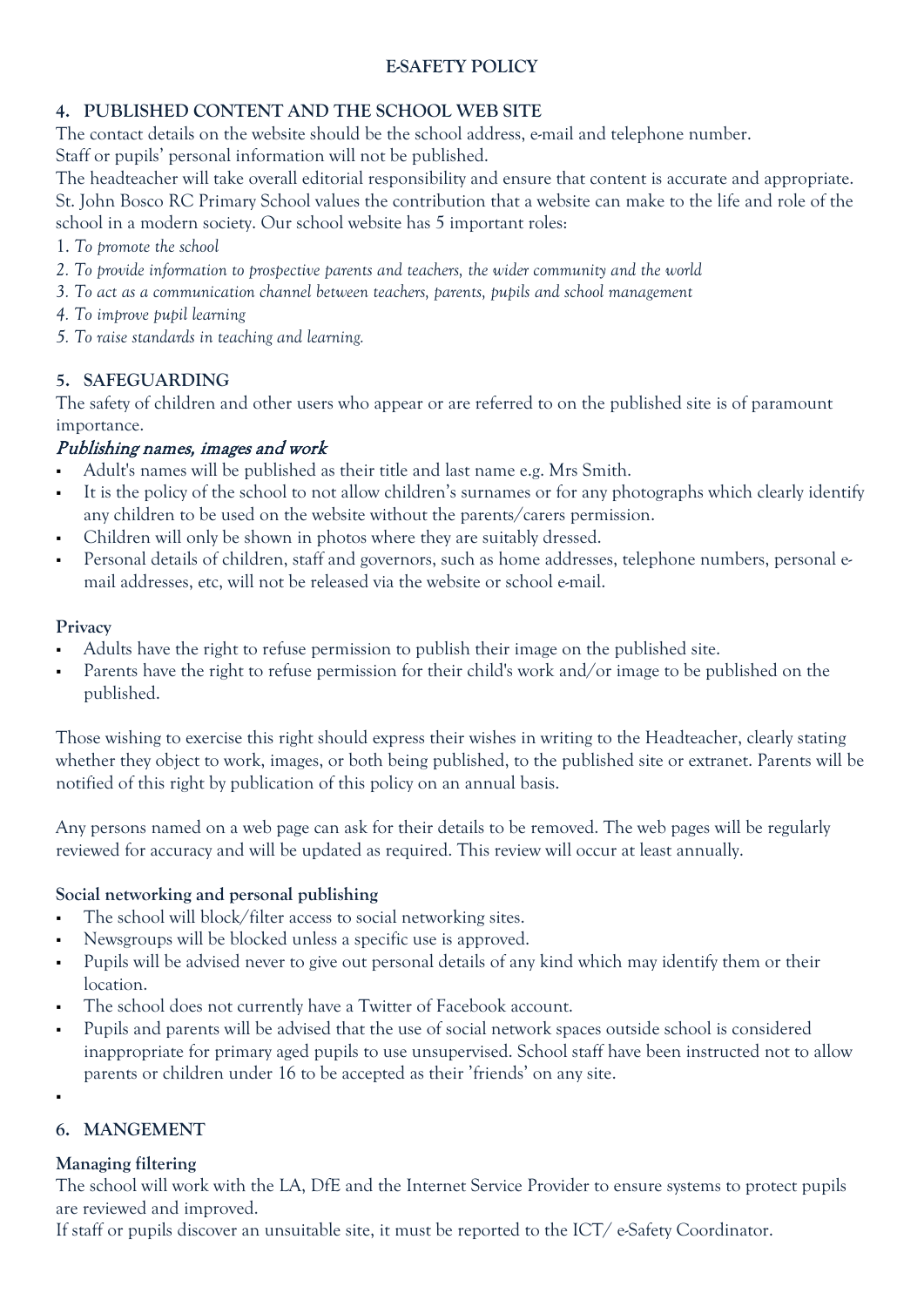**E-SAFETY POLICY**

## 4. PUBLISHED CONTENT AND THE SCHOOL WEB SITE

The contact details on the website should be the school address, e-mail and telephone number.
Staff or pupils' personal information will not be published.
The headteacher will take overall editorial responsibility and ensure that content is accurate and appropriate.
St. John Bosco RC Primary School values the contribution that a website can make to the life and role of the school in a modern society. Our school website has 5 important roles:

1. *To promote the school*
2. *To provide information to prospective parents and teachers, the wider community and the world*
3. *To act as a communication channel between teachers, parents, pupils and school management*
4. *To improve pupil learning*
5. *To raise standards in teaching and learning.*

## 5. SAFEGUARDING

The safety of children and other users who appear or are referred to on the published site is of paramount importance.

### *Publishing names, images and work*

- Adult's names will be published as their title and last name e.g. Mrs Smith.
- It is the policy of the school to not allow children's surnames or for any photographs which clearly identify any children to be used on the website without the parents/carers permission.
- Children will only be shown in photos where they are suitably dressed.
- Personal details of children, staff and governors, such as home addresses, telephone numbers, personal e-mail addresses, etc, will not be released via the website or school e-mail.

### Privacy

- Adults have the right to refuse permission to publish their image on the published site.
- Parents have the right to refuse permission for their child's work and/or image to be published on the published.

Those wishing to exercise this right should express their wishes in writing to the Headteacher, clearly stating whether they object to work, images, or both being published, to the published site or extranet. Parents will be notified of this right by publication of this policy on an annual basis.

Any persons named on a web page can ask for their details to be removed. The web pages will be regularly reviewed for accuracy and will be updated as required. This review will occur at least annually.

### Social networking and personal publishing

- The school will block/filter access to social networking sites.
- Newsgroups will be blocked unless a specific use is approved.
- Pupils will be advised never to give out personal details of any kind which may identify them or their location.
- The school does not currently have a Twitter of Facebook account.
- Pupils and parents will be advised that the use of social network spaces outside school is considered inappropriate for primary aged pupils to use unsupervised. School staff have been instructed not to allow parents or children under 16 to be accepted as their 'friends' on any site.

## 6. MANGEMENT

### Managing filtering

The school will work with the LA, DfE and the Internet Service Provider to ensure systems to protect pupils are reviewed and improved.
If staff or pupils discover an unsuitable site, it must be reported to the ICT/ e-Safety Coordinator.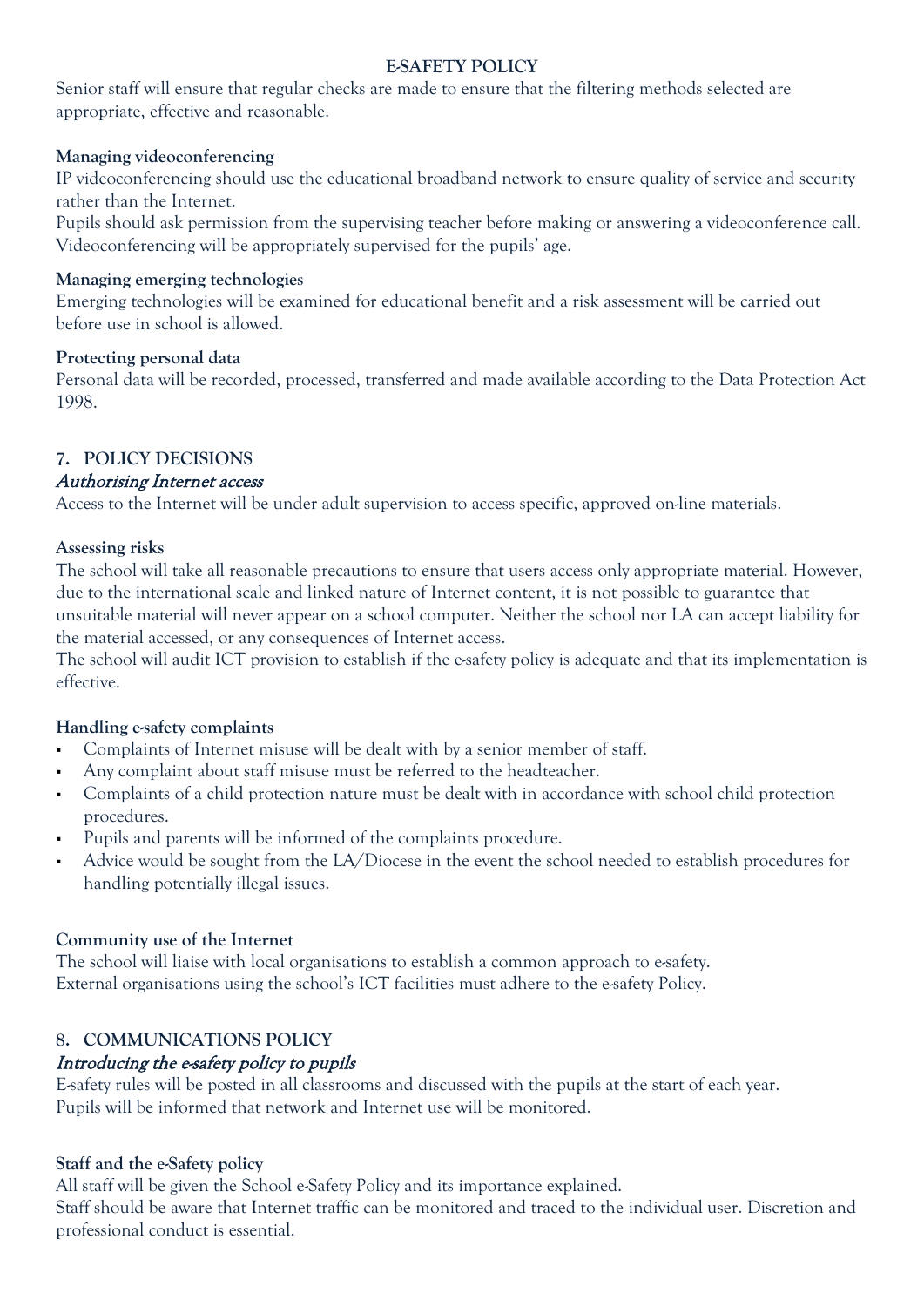Senior staff will ensure that regular checks are made to ensure that the filtering methods selected are appropriate, effective and reasonable.

**Managing videoconferencing**

IP videoconferencing should use the educational broadband network to ensure quality of service and security rather than the Internet.

Pupils should ask permission from the supervising teacher before making or answering a videoconference call. Videoconferencing will be appropriately supervised for the pupils' age.

**Managing emerging technologies**

Emerging technologies will be examined for educational benefit and a risk assessment will be carried out before use in school is allowed.

**Protecting personal data**

Personal data will be recorded, processed, transferred and made available according to the Data Protection Act 1998.

## 7. POLICY DECISIONS

***Authorising Internet access***

Access to the Internet will be under adult supervision to access specific, approved on-line materials.

**Assessing risks**

The school will take all reasonable precautions to ensure that users access only appropriate material. However, due to the international scale and linked nature of Internet content, it is not possible to guarantee that unsuitable material will never appear on a school computer. Neither the school nor LA can accept liability for the material accessed, or any consequences of Internet access.

The school will audit ICT provision to establish if the e-safety policy is adequate and that its implementation is effective.

**Handling e-safety complaints**

- Complaints of Internet misuse will be dealt with by a senior member of staff.
- Any complaint about staff misuse must be referred to the headteacher.
- Complaints of a child protection nature must be dealt with in accordance with school child protection procedures.
- Pupils and parents will be informed of the complaints procedure.
- Advice would be sought from the LA/Diocese in the event the school needed to establish procedures for handling potentially illegal issues.

**Community use of the Internet**

The school will liaise with local organisations to establish a common approach to e-safety.
External organisations using the school's ICT facilities must adhere to the e-safety Policy.

## 8. COMMUNICATIONS POLICY

***Introducing the e-safety policy to pupils***

E-safety rules will be posted in all classrooms and discussed with the pupils at the start of each year.
Pupils will be informed that network and Internet use will be monitored.

**Staff and the e-Safety policy**

All staff will be given the School e-Safety Policy and its importance explained.

Staff should be aware that Internet traffic can be monitored and traced to the individual user. Discretion and professional conduct is essential.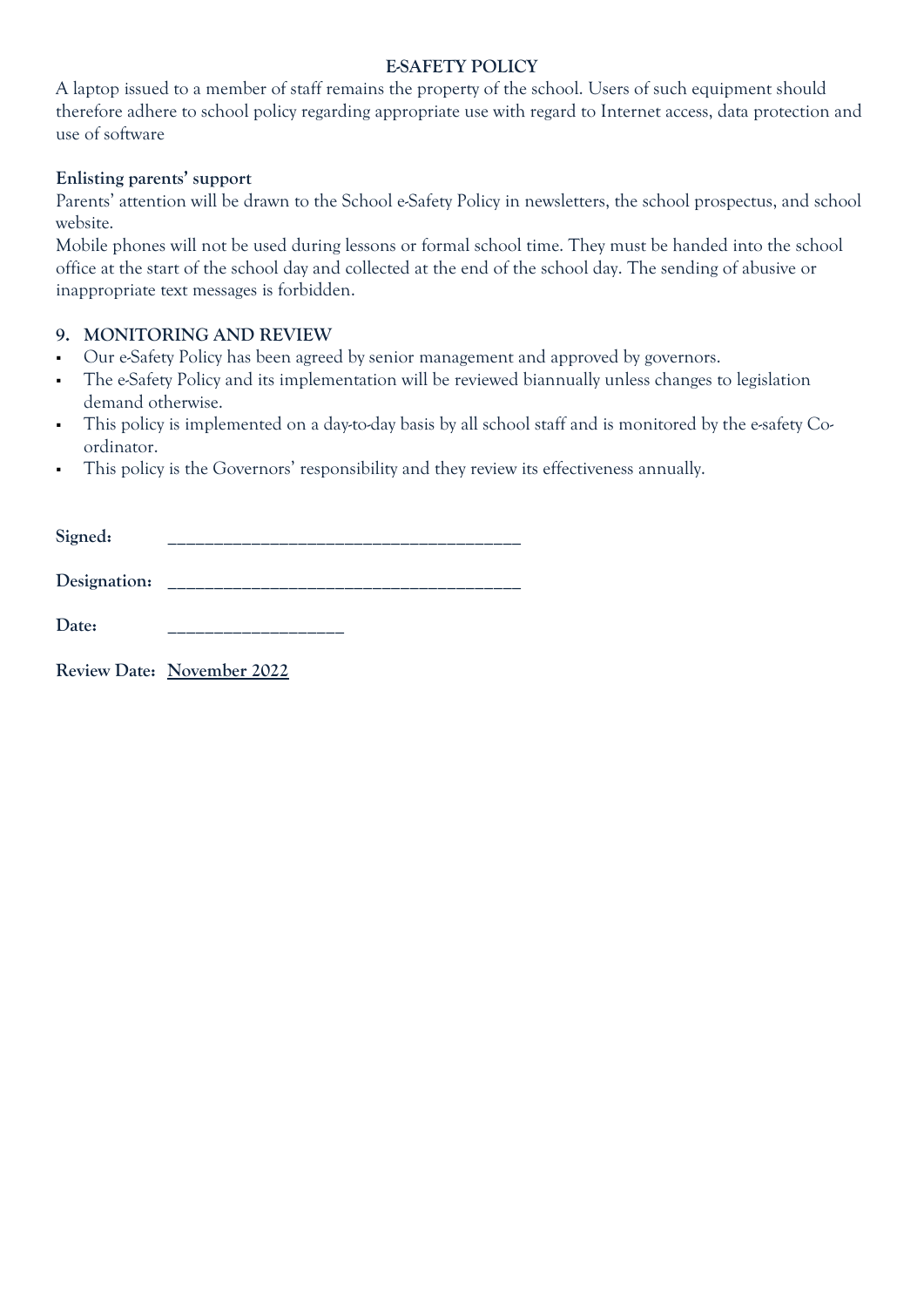A laptop issued to a member of staff remains the property of the school. Users of such equipment should therefore adhere to school policy regarding appropriate use with regard to Internet access, data protection and use of software

**Enlisting parents' support**

Parents' attention will be drawn to the School e-Safety Policy in newsletters, the school prospectus, and school website.

Mobile phones will not be used during lessons or formal school time. They must be handed into the school office at the start of the school day and collected at the end of the school day. The sending of abusive or inappropriate text messages is forbidden.

## 9. MONITORING AND REVIEW

- Our e-Safety Policy has been agreed by senior management and approved by governors.
- The e-Safety Policy and its implementation will be reviewed biannually unless changes to legislation demand otherwise.
- This policy is implemented on a day-to-day basis by all school staff and is monitored by the e-safety Co-ordinator.
- This policy is the Governors' responsibility and they review its effectiveness annually.

**Signed:** ______________________________________

**Designation:** ______________________________________

**Date:** ____________________

**Review Date:** **November 2022**